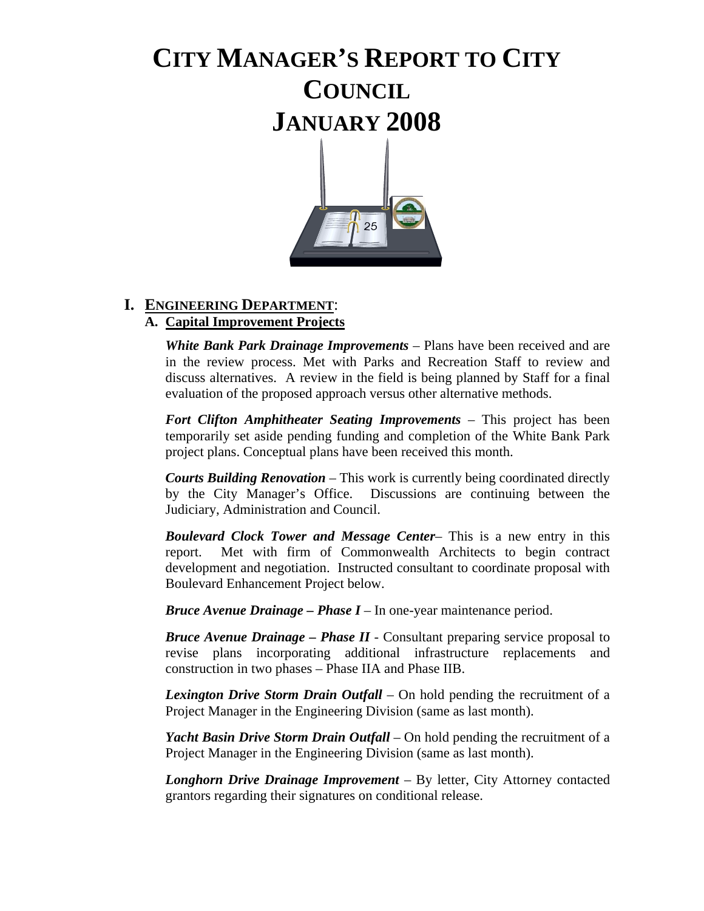# CITY MANAGER'S REPORT TO CITY COUNCIL
# JANUARY 2008

## I. ENGINEERING DEPARTMENT:

### A. Capital Improvement Projects

***White Bank Park Drainage Improvements*** – Plans have been received and are in the review process. Met with Parks and Recreation Staff to review and discuss alternatives. A review in the field is being planned by Staff for a final evaluation of the proposed approach versus other alternative methods.

***Fort Clifton Amphitheater Seating Improvements*** – This project has been temporarily set aside pending funding and completion of the White Bank Park project plans. Conceptual plans have been received this month.

***Courts Building Renovation*** – This work is currently being coordinated directly by the City Manager's Office. Discussions are continuing between the Judiciary, Administration and Council.

***Boulevard Clock Tower and Message Center***– This is a new entry in this report. Met with firm of Commonwealth Architects to begin contract development and negotiation. Instructed consultant to coordinate proposal with Boulevard Enhancement Project below.

***Bruce Avenue Drainage – Phase I*** – In one-year maintenance period.

***Bruce Avenue Drainage – Phase II*** - Consultant preparing service proposal to revise plans incorporating additional infrastructure replacements and construction in two phases – Phase IIA and Phase IIB.

***Lexington Drive Storm Drain Outfall*** – On hold pending the recruitment of a Project Manager in the Engineering Division (same as last month).

***Yacht Basin Drive Storm Drain Outfall*** – On hold pending the recruitment of a Project Manager in the Engineering Division (same as last month).

***Longhorn Drive Drainage Improvement*** – By letter, City Attorney contacted grantors regarding their signatures on conditional release.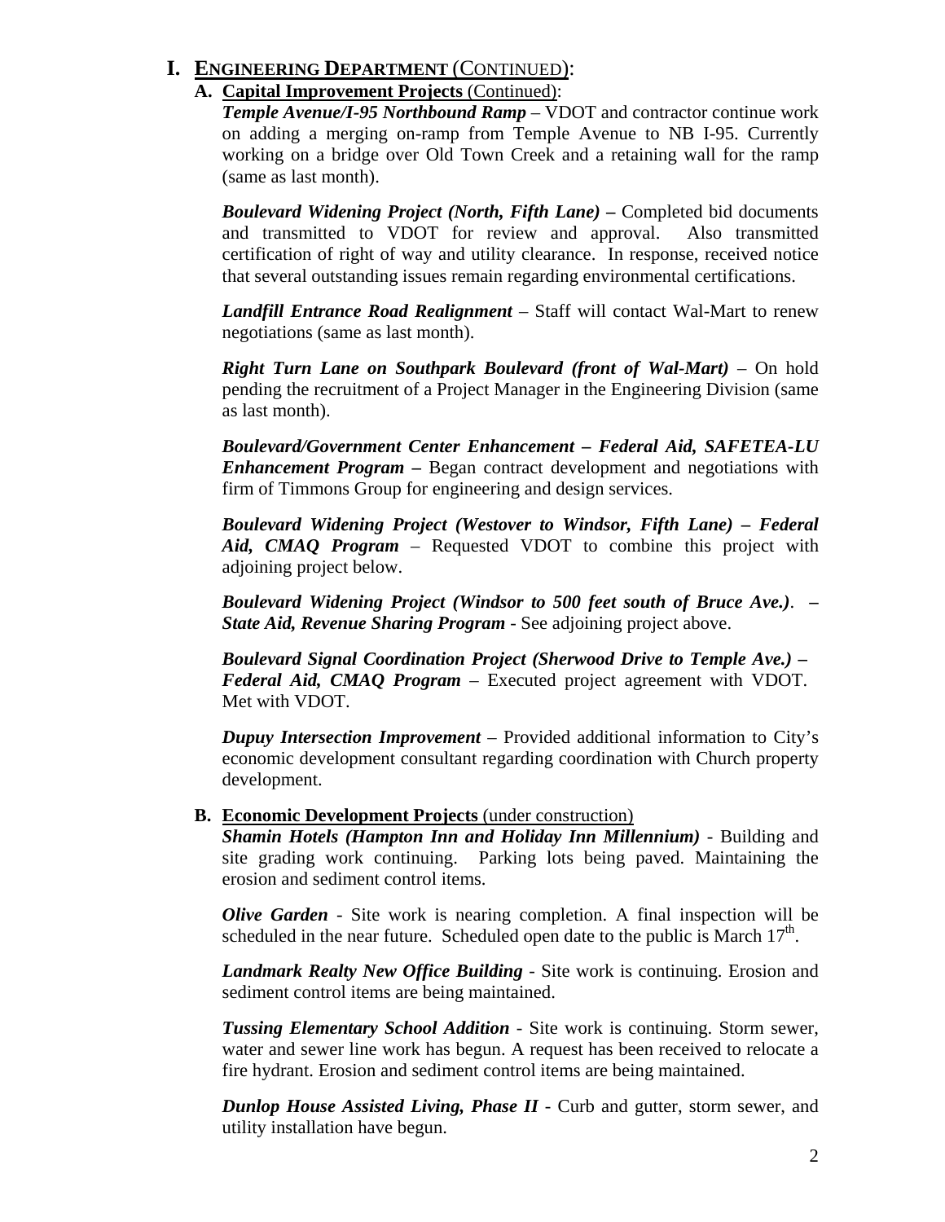# I. ENGINEERING DEPARTMENT (CONTINUED):

## A. Capital Improvement Projects (Continued):

***Temple Avenue/I-95 Northbound Ramp*** – VDOT and contractor continue work on adding a merging on-ramp from Temple Avenue to NB I-95. Currently working on a bridge over Old Town Creek and a retaining wall for the ramp (same as last month).

***Boulevard Widening Project (North, Fifth Lane) –*** Completed bid documents and transmitted to VDOT for review and approval. Also transmitted certification of right of way and utility clearance. In response, received notice that several outstanding issues remain regarding environmental certifications.

***Landfill Entrance Road Realignment*** – Staff will contact Wal-Mart to renew negotiations (same as last month).

***Right Turn Lane on Southpark Boulevard (front of Wal-Mart)*** – On hold pending the recruitment of a Project Manager in the Engineering Division (same as last month).

***Boulevard/Government Center Enhancement – Federal Aid, SAFETEA-LU Enhancement Program –*** Began contract development and negotiations with firm of Timmons Group for engineering and design services.

***Boulevard Widening Project (Westover to Windsor, Fifth Lane) – Federal Aid, CMAQ Program*** – Requested VDOT to combine this project with adjoining project below.

***Boulevard Widening Project (Windsor to 500 feet south of Bruce Ave.). – State Aid, Revenue Sharing Program*** - See adjoining project above.

***Boulevard Signal Coordination Project (Sherwood Drive to Temple Ave.) – Federal Aid, CMAQ Program*** – Executed project agreement with VDOT. Met with VDOT.

***Dupuy Intersection Improvement*** – Provided additional information to City's economic development consultant regarding coordination with Church property development.

## B. Economic Development Projects (under construction)

***Shamin Hotels (Hampton Inn and Holiday Inn Millennium)*** - Building and site grading work continuing. Parking lots being paved. Maintaining the erosion and sediment control items.

***Olive Garden*** - Site work is nearing completion. A final inspection will be scheduled in the near future. Scheduled open date to the public is March 17th.

***Landmark Realty New Office Building*** - Site work is continuing. Erosion and sediment control items are being maintained.

***Tussing Elementary School Addition*** - Site work is continuing. Storm sewer, water and sewer line work has begun. A request has been received to relocate a fire hydrant. Erosion and sediment control items are being maintained.

***Dunlop House Assisted Living, Phase II*** - Curb and gutter, storm sewer, and utility installation have begun.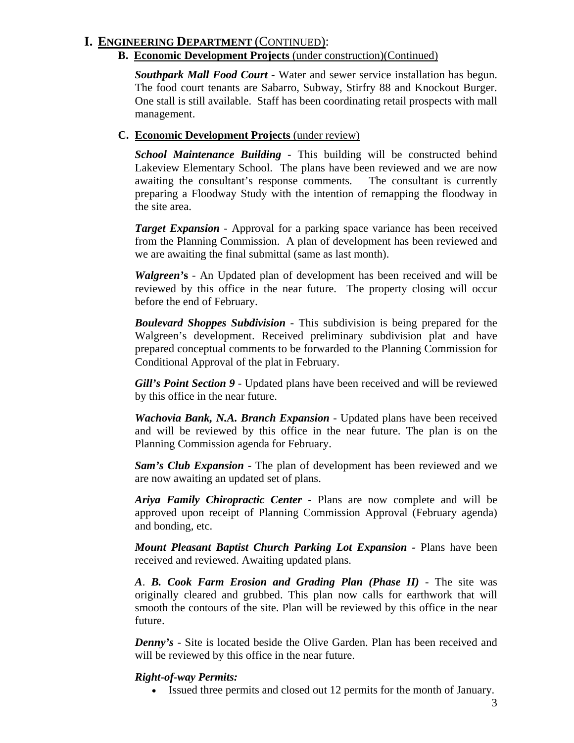# I. ENGINEERING DEPARTMENT (CONTINUED):

### B. Economic Development Projects (under construction)(Continued)

***Southpark Mall Food Court*** - Water and sewer service installation has begun. The food court tenants are Sabarro, Subway, Stirfry 88 and Knockout Burger. One stall is still available. Staff has been coordinating retail prospects with mall management.

### C. Economic Development Projects (under review)

***School Maintenance Building*** - This building will be constructed behind Lakeview Elementary School. The plans have been reviewed and we are now awaiting the consultant's response comments. The consultant is currently preparing a Floodway Study with the intention of remapping the floodway in the site area.

***Target Expansion*** - Approval for a parking space variance has been received from the Planning Commission. A plan of development has been reviewed and we are awaiting the final submittal (same as last month).

***Walgreen's*** - An Updated plan of development has been received and will be reviewed by this office in the near future. The property closing will occur before the end of February.

***Boulevard Shoppes Subdivision*** - This subdivision is being prepared for the Walgreen's development. Received preliminary subdivision plat and have prepared conceptual comments to be forwarded to the Planning Commission for Conditional Approval of the plat in February.

***Gill's Point Section 9*** - Updated plans have been received and will be reviewed by this office in the near future.

***Wachovia Bank, N.A. Branch Expansion*** - Updated plans have been received and will be reviewed by this office in the near future. The plan is on the Planning Commission agenda for February.

***Sam's Club Expansion*** - The plan of development has been reviewed and we are now awaiting an updated set of plans.

***Ariya Family Chiropractic Center*** - Plans are now complete and will be approved upon receipt of Planning Commission Approval (February agenda) and bonding, etc.

***Mount Pleasant Baptist Church Parking Lot Expansion*** - Plans have been received and reviewed. Awaiting updated plans.

***A. B. Cook Farm Erosion and Grading Plan (Phase II)*** - The site was originally cleared and grubbed. This plan now calls for earthwork that will smooth the contours of the site. Plan will be reviewed by this office in the near future.

***Denny's*** - Site is located beside the Olive Garden. Plan has been received and will be reviewed by this office in the near future.

***Right-of-way Permits:***

- Issued three permits and closed out 12 permits for the month of January.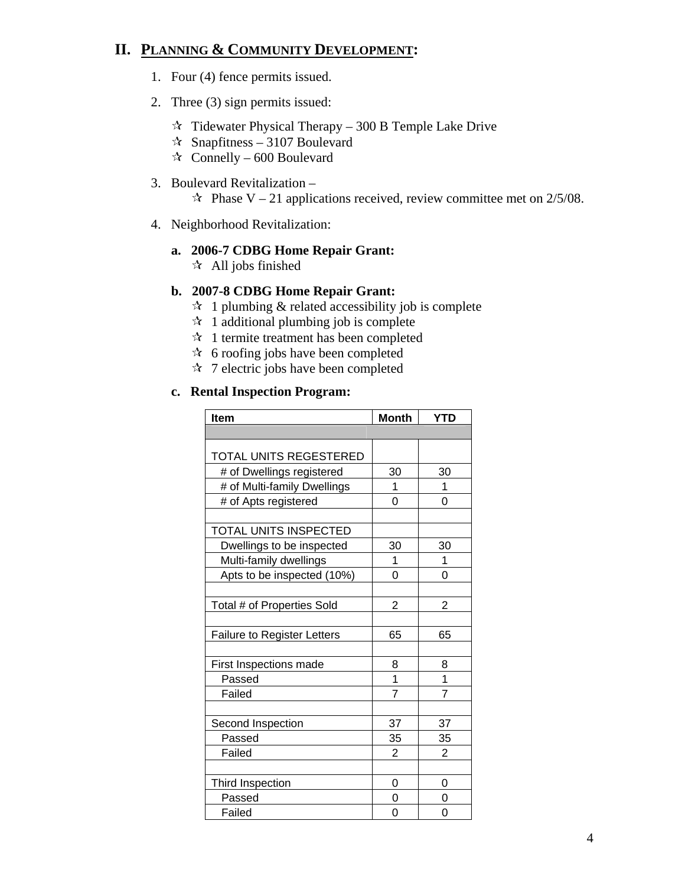## II. PLANNING & COMMUNITY DEVELOPMENT:

1. Four (4) fence permits issued.

2. Three (3) sign permits issued:

   - ✩ Tidewater Physical Therapy – 300 B Temple Lake Drive
   - ✩ Snapfitness – 3107 Boulevard
   - ✩ Connelly – 600 Boulevard

3. Boulevard Revitalization –
   - ✩ Phase V – 21 applications received, review committee met on 2/5/08.

4. Neighborhood Revitalization:

   **a. 2006-7 CDBG Home Repair Grant:**
   - ✩ All jobs finished

   **b. 2007-8 CDBG Home Repair Grant:**
   - ✩ 1 plumbing & related accessibility job is complete
   - ✩ 1 additional plumbing job is complete
   - ✩ 1 termite treatment has been completed
   - ✩ 6 roofing jobs have been completed
   - ✩ 7 electric jobs have been completed

   **c. Rental Inspection Program:**

| Item | Month | YTD |
|---|---|---|
| | | |
| TOTAL UNITS REGESTERED | | |
| # of Dwellings registered | 30 | 30 |
| # of Multi-family Dwellings | 1 | 1 |
| # of Apts registered | 0 | 0 |
| | | |
| TOTAL UNITS INSPECTED | | |
| Dwellings to be inspected | 30 | 30 |
| Multi-family dwellings | 1 | 1 |
| Apts to be inspected (10%) | 0 | 0 |
| | | |
| Total # of Properties Sold | 2 | 2 |
| | | |
| Failure to Register Letters | 65 | 65 |
| | | |
| First Inspections made | 8 | 8 |
| Passed | 1 | 1 |
| Failed | 7 | 7 |
| | | |
| Second Inspection | 37 | 37 |
| Passed | 35 | 35 |
| Failed | 2 | 2 |
| | | |
| Third Inspection | 0 | 0 |
| Passed | 0 | 0 |
| Failed | 0 | 0 |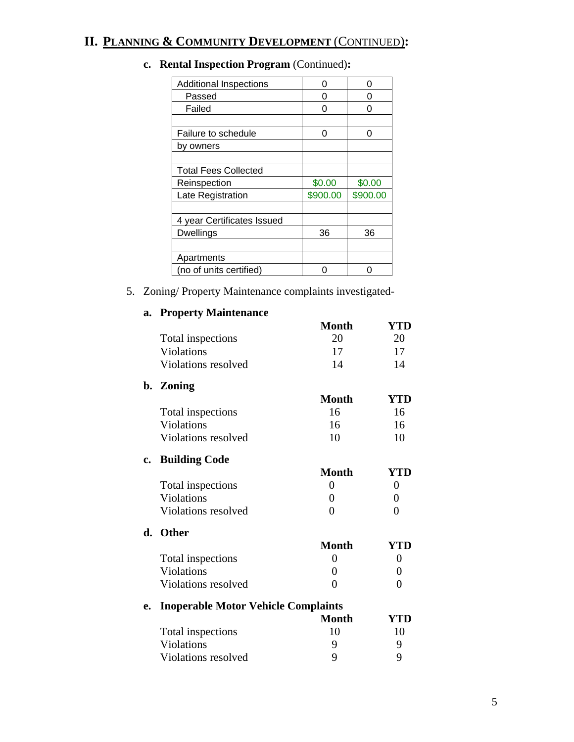## II. PLANNING & COMMUNITY DEVELOPMENT (CONTINUED):

### c. Rental Inspection Program (Continued):

| | | |
|---|---|---|
| Additional Inspections | 0 | 0 |
| Passed | 0 | 0 |
| Failed | 0 | 0 |
| | | |
| Failure to schedule | 0 | 0 |
| by owners | | |
| | | |
| Total Fees Collected | | |
| Reinspection | $0.00 | $0.00 |
| Late Registration | $900.00 | $900.00 |
| | | |
| 4 year Certificates Issued | | |
| Dwellings | 36 | 36 |
| | | |
| Apartments | | |
| (no of units certified) | 0 | 0 |

5. Zoning/ Property Maintenance complaints investigated-

### a. Property Maintenance

| | Month | YTD |
|---|---|---|
| Total inspections | 20 | 20 |
| Violations | 17 | 17 |
| Violations resolved | 14 | 14 |

### b. Zoning

| | Month | YTD |
|---|---|---|
| Total inspections | 16 | 16 |
| Violations | 16 | 16 |
| Violations resolved | 10 | 10 |

### c. Building Code

| | Month | YTD |
|---|---|---|
| Total inspections | 0 | 0 |
| Violations | 0 | 0 |
| Violations resolved | 0 | 0 |

### d. Other

| | Month | YTD |
|---|---|---|
| Total inspections | 0 | 0 |
| Violations | 0 | 0 |
| Violations resolved | 0 | 0 |

### e. Inoperable Motor Vehicle Complaints

| | Month | YTD |
|---|---|---|
| Total inspections | 10 | 10 |
| Violations | 9 | 9 |
| Violations resolved | 9 | 9 |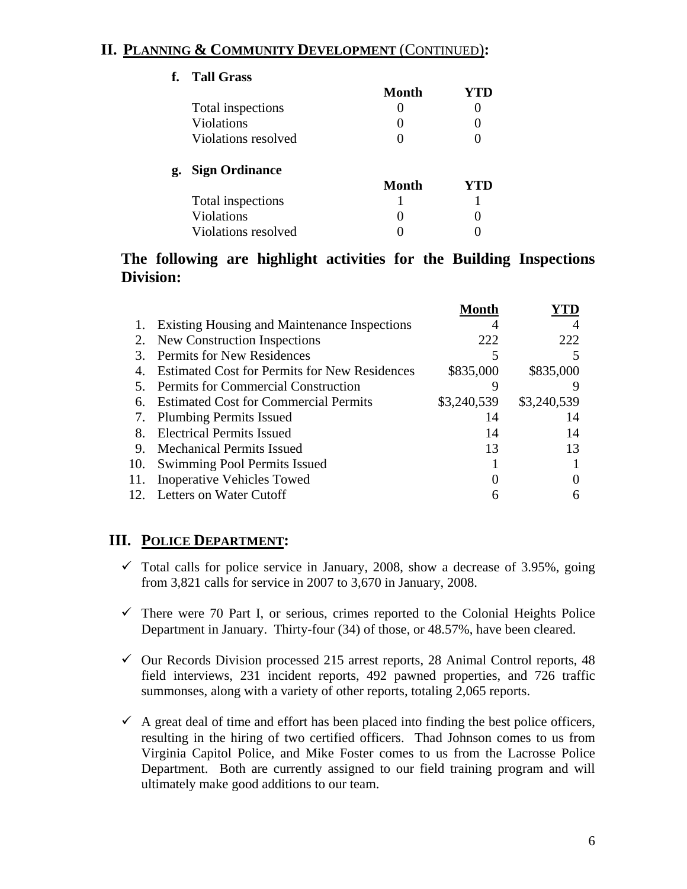## II. PLANNING & COMMUNITY DEVELOPMENT (CONTINUED):

**f. Tall Grass**

| | Month | YTD |
|---|---|---|
| Total inspections | 0 | 0 |
| Violations | 0 | 0 |
| Violations resolved | 0 | 0 |

**g. Sign Ordinance**

| | Month | YTD |
|---|---|---|
| Total inspections | 1 | 1 |
| Violations | 0 | 0 |
| Violations resolved | 0 | 0 |

**The following are highlight activities for the Building Inspections Division:**

| | | Month | YTD |
|---|---|---|---|
| 1. | Existing Housing and Maintenance Inspections | 4 | 4 |
| 2. | New Construction Inspections | 222 | 222 |
| 3. | Permits for New Residences | 5 | 5 |
| 4. | Estimated Cost for Permits for New Residences | $835,000 | $835,000 |
| 5. | Permits for Commercial Construction | 9 | 9 |
| 6. | Estimated Cost for Commercial Permits | $3,240,539 | $3,240,539 |
| 7. | Plumbing Permits Issued | 14 | 14 |
| 8. | Electrical Permits Issued | 14 | 14 |
| 9. | Mechanical Permits Issued | 13 | 13 |
| 10. | Swimming Pool Permits Issued | 1 | 1 |
| 11. | Inoperative Vehicles Towed | 0 | 0 |
| 12. | Letters on Water Cutoff | 6 | 6 |

## III. POLICE DEPARTMENT:

- ✓ Total calls for police service in January, 2008, show a decrease of 3.95%, going from 3,821 calls for service in 2007 to 3,670 in January, 2008.
- ✓ There were 70 Part I, or serious, crimes reported to the Colonial Heights Police Department in January. Thirty-four (34) of those, or 48.57%, have been cleared.
- ✓ Our Records Division processed 215 arrest reports, 28 Animal Control reports, 48 field interviews, 231 incident reports, 492 pawned properties, and 726 traffic summonses, along with a variety of other reports, totaling 2,065 reports.
- ✓ A great deal of time and effort has been placed into finding the best police officers, resulting in the hiring of two certified officers. Thad Johnson comes to us from Virginia Capitol Police, and Mike Foster comes to us from the Lacrosse Police Department. Both are currently assigned to our field training program and will ultimately make good additions to our team.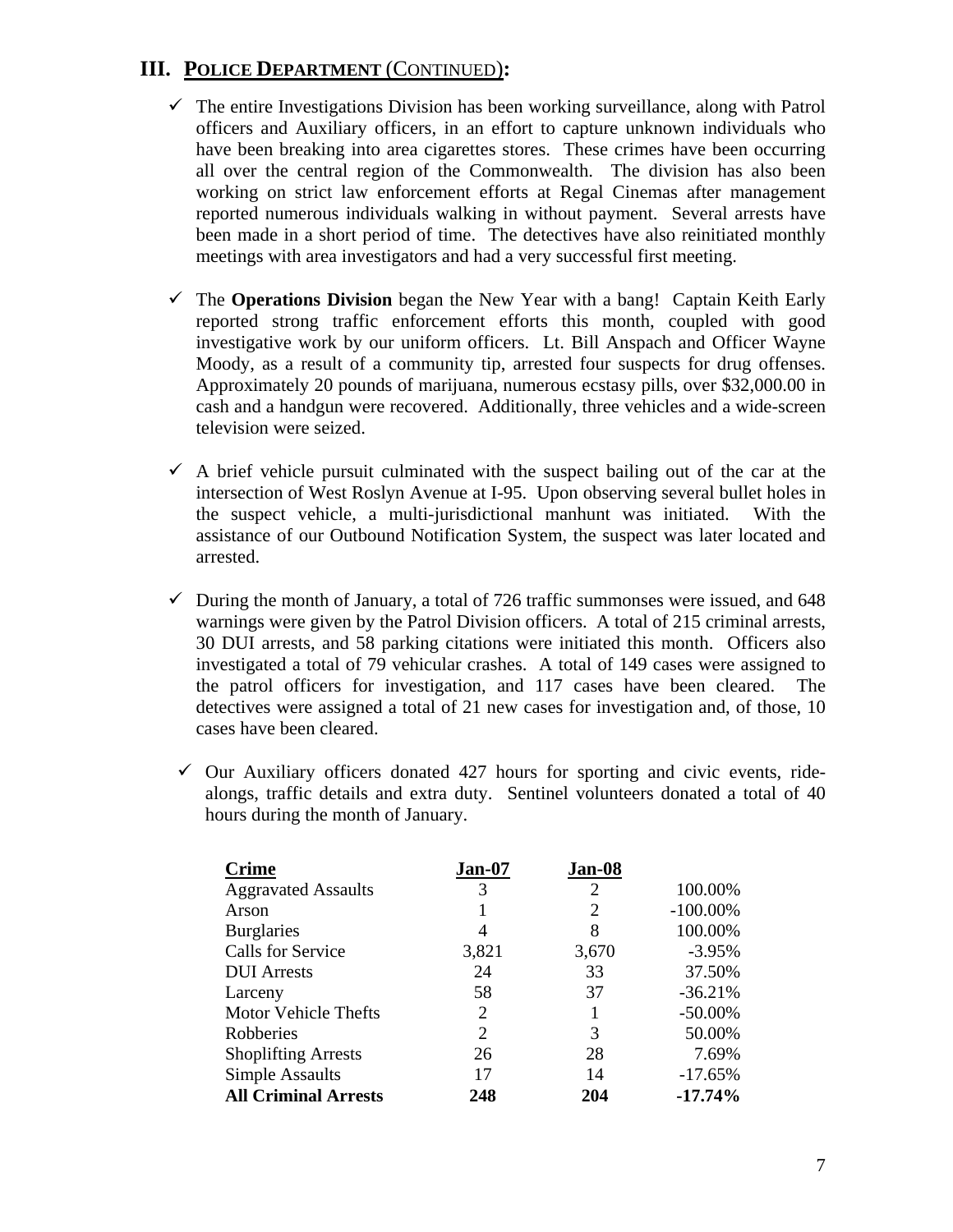## III. POLICE DEPARTMENT (CONTINUED):

- ✓ The entire Investigations Division has been working surveillance, along with Patrol officers and Auxiliary officers, in an effort to capture unknown individuals who have been breaking into area cigarettes stores. These crimes have been occurring all over the central region of the Commonwealth. The division has also been working on strict law enforcement efforts at Regal Cinemas after management reported numerous individuals walking in without payment. Several arrests have been made in a short period of time. The detectives have also reinitiated monthly meetings with area investigators and had a very successful first meeting.

- ✓ The **Operations Division** began the New Year with a bang! Captain Keith Early reported strong traffic enforcement efforts this month, coupled with good investigative work by our uniform officers. Lt. Bill Anspach and Officer Wayne Moody, as a result of a community tip, arrested four suspects for drug offenses. Approximately 20 pounds of marijuana, numerous ecstasy pills, over $32,000.00 in cash and a handgun were recovered. Additionally, three vehicles and a wide-screen television were seized.

- ✓ A brief vehicle pursuit culminated with the suspect bailing out of the car at the intersection of West Roslyn Avenue at I-95. Upon observing several bullet holes in the suspect vehicle, a multi-jurisdictional manhunt was initiated. With the assistance of our Outbound Notification System, the suspect was later located and arrested.

- ✓ During the month of January, a total of 726 traffic summonses were issued, and 648 warnings were given by the Patrol Division officers. A total of 215 criminal arrests, 30 DUI arrests, and 58 parking citations were initiated this month. Officers also investigated a total of 79 vehicular crashes. A total of 149 cases were assigned to the patrol officers for investigation, and 117 cases have been cleared. The detectives were assigned a total of 21 new cases for investigation and, of those, 10 cases have been cleared.

- ✓ Our Auxiliary officers donated 427 hours for sporting and civic events, ride-alongs, traffic details and extra duty. Sentinel volunteers donated a total of 40 hours during the month of January.

| Crime | Jan-07 | Jan-08 | |
|---|---|---|---|
| Aggravated Assaults | 3 | 2 | 100.00% |
| Arson | 1 | 2 | -100.00% |
| Burglaries | 4 | 8 | 100.00% |
| Calls for Service | 3,821 | 3,670 | -3.95% |
| DUI Arrests | 24 | 33 | 37.50% |
| Larceny | 58 | 37 | -36.21% |
| Motor Vehicle Thefts | 2 | 1 | -50.00% |
| Robberies | 2 | 3 | 50.00% |
| Shoplifting Arrests | 26 | 28 | 7.69% |
| Simple Assaults | 17 | 14 | -17.65% |
| **All Criminal Arrests** | **248** | **204** | **-17.74%** |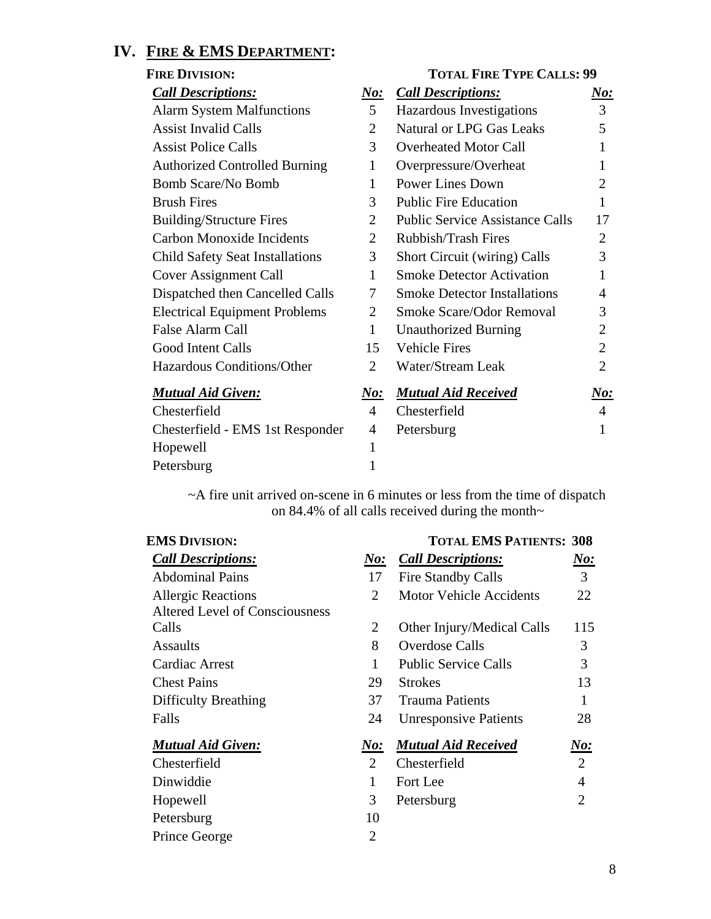## IV. FIRE & EMS DEPARTMENT:

### FIRE DIVISION:

**TOTAL FIRE TYPE CALLS: 99**

| ***Call Descriptions:*** | ***No:*** | ***Call Descriptions:*** | ***No:*** |
|---|---|---|---|
| Alarm System Malfunctions | 5 | Hazardous Investigations | 3 |
| Assist Invalid Calls | 2 | Natural or LPG Gas Leaks | 5 |
| Assist Police Calls | 3 | Overheated Motor Call | 1 |
| Authorized Controlled Burning | 1 | Overpressure/Overheat | 1 |
| Bomb Scare/No Bomb | 1 | Power Lines Down | 2 |
| Brush Fires | 3 | Public Fire Education | 1 |
| Building/Structure Fires | 2 | Public Service Assistance Calls | 17 |
| Carbon Monoxide Incidents | 2 | Rubbish/Trash Fires | 2 |
| Child Safety Seat Installations | 3 | Short Circuit (wiring) Calls | 3 |
| Cover Assignment Call | 1 | Smoke Detector Activation | 1 |
| Dispatched then Cancelled Calls | 7 | Smoke Detector Installations | 4 |
| Electrical Equipment Problems | 2 | Smoke Scare/Odor Removal | 3 |
| False Alarm Call | 1 | Unauthorized Burning | 2 |
| Good Intent Calls | 15 | Vehicle Fires | 2 |
| Hazardous Conditions/Other | 2 | Water/Stream Leak | 2 |

| ***Mutual Aid Given:*** | ***No:*** | ***Mutual Aid Received*** | ***No:*** |
|---|---|---|---|
| Chesterfield | 4 | Chesterfield | 4 |
| Chesterfield - EMS 1st Responder | 4 | Petersburg | 1 |
| Hopewell | 1 | | |
| Petersburg | 1 | | |

~A fire unit arrived on-scene in 6 minutes or less from the time of dispatch on 84.4% of all calls received during the month~

### EMS DIVISION:

**TOTAL EMS PATIENTS: 308**

| ***Call Descriptions:*** | ***No:*** | ***Call Descriptions:*** | ***No:*** |
|---|---|---|---|
| Abdominal Pains | 17 | Fire Standby Calls | 3 |
| Allergic Reactions | 2 | Motor Vehicle Accidents | 22 |
| Altered Level of Consciousness Calls | 2 | Other Injury/Medical Calls | 115 |
| Assaults | 8 | Overdose Calls | 3 |
| Cardiac Arrest | 1 | Public Service Calls | 3 |
| Chest Pains | 29 | Strokes | 13 |
| Difficulty Breathing | 37 | Trauma Patients | 1 |
| Falls | 24 | Unresponsive Patients | 28 |

| ***Mutual Aid Given:*** | ***No:*** | ***Mutual Aid Received*** | ***No:*** |
|---|---|---|---|
| Chesterfield | 2 | Chesterfield | 2 |
| Dinwiddie | 1 | Fort Lee | 4 |
| Hopewell | 3 | Petersburg | 2 |
| Petersburg | 10 | | |
| Prince George | 2 | | |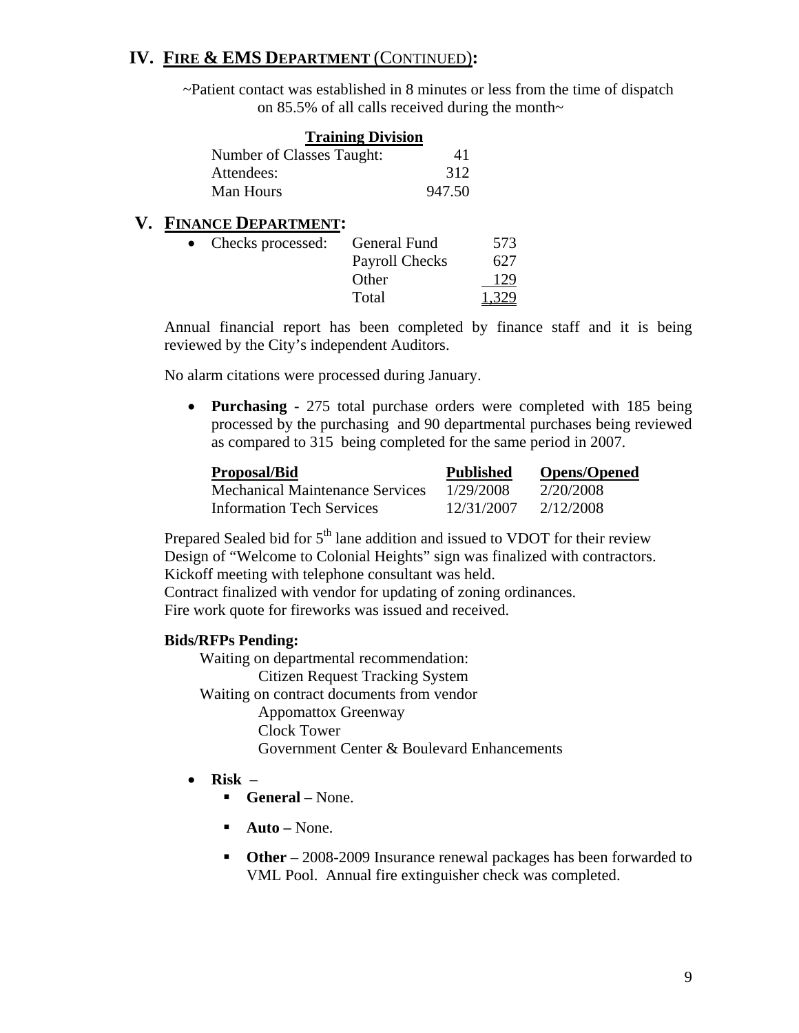## IV. FIRE & EMS DEPARTMENT (CONTINUED):

~Patient contact was established in 8 minutes or less from the time of dispatch on 85.5% of all calls received during the month~

**Training Division**

| | |
|---|---|
| Number of Classes Taught: | 41 |
| Attendees: | 312 |
| Man Hours | 947.50 |

## V. FINANCE DEPARTMENT:

- Checks processed:

| | |
|---|---|
| General Fund | 573 |
| Payroll Checks | 627 |
| Other | 129 |
| Total | 1,329 |

Annual financial report has been completed by finance staff and it is being reviewed by the City's independent Auditors.

No alarm citations were processed during January.

- **Purchasing** - 275 total purchase orders were completed with 185 being processed by the purchasing and 90 departmental purchases being reviewed as compared to 315 being completed for the same period in 2007.

| Proposal/Bid | Published | Opens/Opened |
|---|---|---|
| Mechanical Maintenance Services | 1/29/2008 | 2/20/2008 |
| Information Tech Services | 12/31/2007 | 2/12/2008 |

Prepared Sealed bid for 5th lane addition and issued to VDOT for their review
Design of "Welcome to Colonial Heights" sign was finalized with contractors.
Kickoff meeting with telephone consultant was held.
Contract finalized with vendor for updating of zoning ordinances.
Fire work quote for fireworks was issued and received.

**Bids/RFPs Pending:**

Waiting on departmental recommendation:
- Citizen Request Tracking System

Waiting on contract documents from vendor
- Appomattox Greenway
- Clock Tower
- Government Center & Boulevard Enhancements

- **Risk** –
  - **General** – None.
  - **Auto –** None.
  - **Other** – 2008-2009 Insurance renewal packages has been forwarded to VML Pool. Annual fire extinguisher check was completed.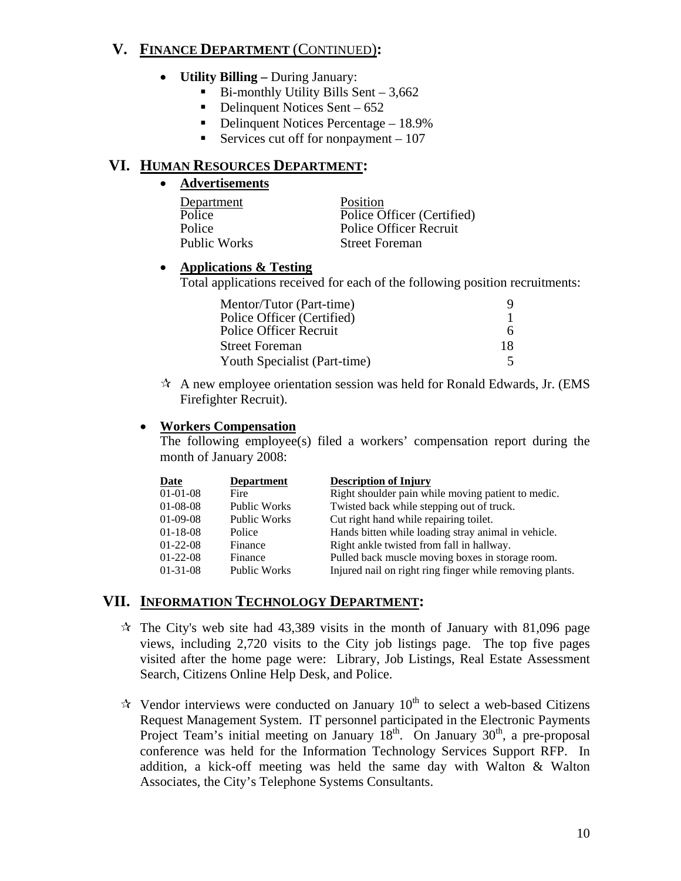## V. FINANCE DEPARTMENT (CONTINUED):

- **Utility Billing –** During January:
  - Bi-monthly Utility Bills Sent – 3,662
  - Delinquent Notices Sent – 652
  - Delinquent Notices Percentage – 18.9%
  - Services cut off for nonpayment – 107

## VI. HUMAN RESOURCES DEPARTMENT:

- **Advertisements**

| Department | Position |
|---|---|
| Police | Police Officer (Certified) |
| Police | Police Officer Recruit |
| Public Works | Street Foreman |

- **Applications & Testing**

  Total applications received for each of the following position recruitments:

| Position | Applications |
|---|---|
| Mentor/Tutor (Part-time) | 9 |
| Police Officer (Certified) | 1 |
| Police Officer Recruit | 6 |
| Street Foreman | 18 |
| Youth Specialist (Part-time) | 5 |

☆ A new employee orientation session was held for Ronald Edwards, Jr. (EMS Firefighter Recruit).

- **Workers Compensation**

  The following employee(s) filed a workers' compensation report during the month of January 2008:

| Date | Department | Description of Injury |
|---|---|---|
| 01-01-08 | Fire | Right shoulder pain while moving patient to medic. |
| 01-08-08 | Public Works | Twisted back while stepping out of truck. |
| 01-09-08 | Public Works | Cut right hand while repairing toilet. |
| 01-18-08 | Police | Hands bitten while loading stray animal in vehicle. |
| 01-22-08 | Finance | Right ankle twisted from fall in hallway. |
| 01-22-08 | Finance | Pulled back muscle moving boxes in storage room. |
| 01-31-08 | Public Works | Injured nail on right ring finger while removing plants. |

## VII. INFORMATION TECHNOLOGY DEPARTMENT:

☆ The City's web site had 43,389 visits in the month of January with 81,096 page views, including 2,720 visits to the City job listings page. The top five pages visited after the home page were: Library, Job Listings, Real Estate Assessment Search, Citizens Online Help Desk, and Police.

☆ Vendor interviews were conducted on January 10th to select a web-based Citizens Request Management System. IT personnel participated in the Electronic Payments Project Team's initial meeting on January 18th. On January 30th, a pre-proposal conference was held for the Information Technology Services Support RFP. In addition, a kick-off meeting was held the same day with Walton & Walton Associates, the City's Telephone Systems Consultants.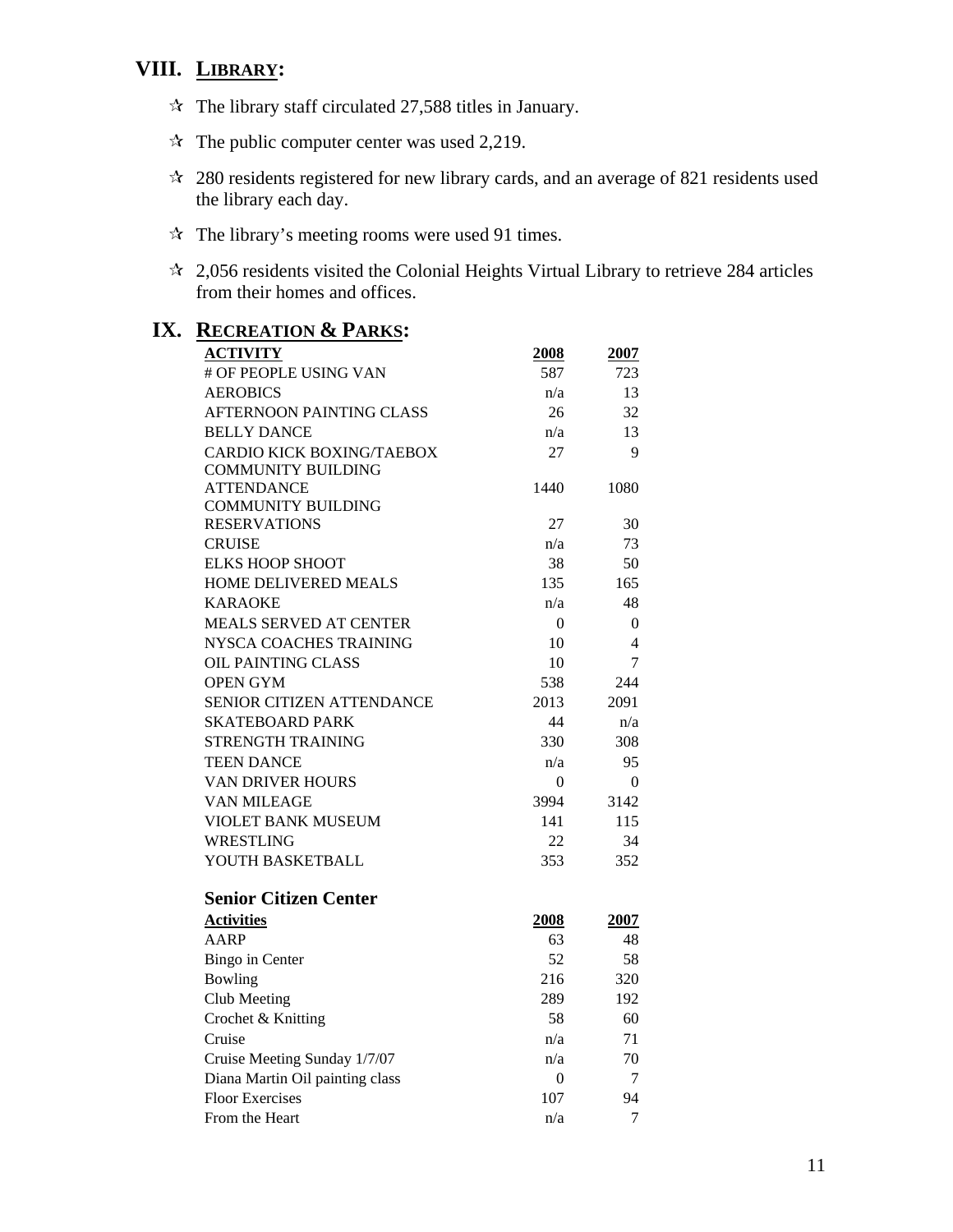## VIII. LIBRARY:

- ☆ The library staff circulated 27,588 titles in January.
- ☆ The public computer center was used 2,219.
- ☆ 280 residents registered for new library cards, and an average of 821 residents used the library each day.
- ☆ The library's meeting rooms were used 91 times.
- ☆ 2,056 residents visited the Colonial Heights Virtual Library to retrieve 284 articles from their homes and offices.

## IX. RECREATION & PARKS:

| ACTIVITY | 2008 | 2007 |
|---|---|---|
| # OF PEOPLE USING VAN | 587 | 723 |
| AEROBICS | n/a | 13 |
| AFTERNOON PAINTING CLASS | 26 | 32 |
| BELLY DANCE | n/a | 13 |
| CARDIO KICK BOXING/TAEBOX | 27 | 9 |
| COMMUNITY BUILDING ATTENDANCE | 1440 | 1080 |
| COMMUNITY BUILDING RESERVATIONS | 27 | 30 |
| CRUISE | n/a | 73 |
| ELKS HOOP SHOOT | 38 | 50 |
| HOME DELIVERED MEALS | 135 | 165 |
| KARAOKE | n/a | 48 |
| MEALS SERVED AT CENTER | 0 | 0 |
| NYSCA COACHES TRAINING | 10 | 4 |
| OIL PAINTING CLASS | 10 | 7 |
| OPEN GYM | 538 | 244 |
| SENIOR CITIZEN ATTENDANCE | 2013 | 2091 |
| SKATEBOARD PARK | 44 | n/a |
| STRENGTH TRAINING | 330 | 308 |
| TEEN DANCE | n/a | 95 |
| VAN DRIVER HOURS | 0 | 0 |
| VAN MILEAGE | 3994 | 3142 |
| VIOLET BANK MUSEUM | 141 | 115 |
| WRESTLING | 22 | 34 |
| YOUTH BASKETBALL | 353 | 352 |

### Senior Citizen Center

| Activities | 2008 | 2007 |
|---|---|---|
| AARP | 63 | 48 |
| Bingo in Center | 52 | 58 |
| Bowling | 216 | 320 |
| Club Meeting | 289 | 192 |
| Crochet & Knitting | 58 | 60 |
| Cruise | n/a | 71 |
| Cruise Meeting Sunday 1/7/07 | n/a | 70 |
| Diana Martin Oil painting class | 0 | 7 |
| Floor Exercises | 107 | 94 |
| From the Heart | n/a | 7 |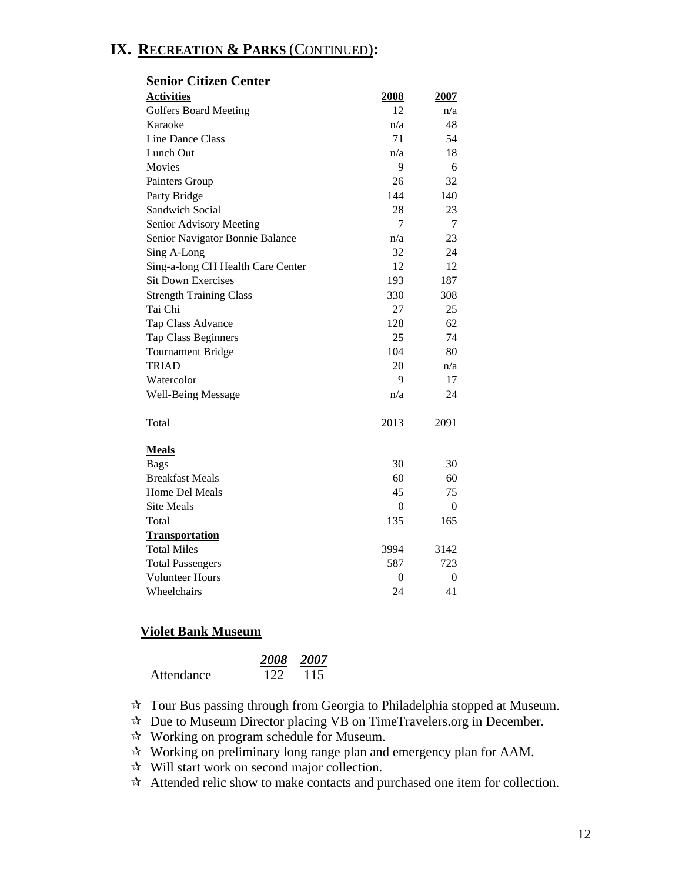# IX. RECREATION & PARKS (CONTINUED):

### Senior Citizen Center

| Activities | 2008 | 2007 |
|---|---|---|
| Golfers Board Meeting | 12 | n/a |
| Karaoke | n/a | 48 |
| Line Dance Class | 71 | 54 |
| Lunch Out | n/a | 18 |
| Movies | 9 | 6 |
| Painters Group | 26 | 32 |
| Party Bridge | 144 | 140 |
| Sandwich Social | 28 | 23 |
| Senior Advisory Meeting | 7 | 7 |
| Senior Navigator Bonnie Balance | n/a | 23 |
| Sing A-Long | 32 | 24 |
| Sing-a-long CH Health Care Center | 12 | 12 |
| Sit Down Exercises | 193 | 187 |
| Strength Training Class | 330 | 308 |
| Tai Chi | 27 | 25 |
| Tap Class Advance | 128 | 62 |
| Tap Class Beginners | 25 | 74 |
| Tournament Bridge | 104 | 80 |
| TRIAD | 20 | n/a |
| Watercolor | 9 | 17 |
| Well-Being Message | n/a | 24 |
| Total | 2013 | 2091 |
| **Meals** | | |
| Bags | 30 | 30 |
| Breakfast Meals | 60 | 60 |
| Home Del Meals | 45 | 75 |
| Site Meals | 0 | 0 |
| Total | 135 | 165 |
| **Transportation** | | |
| Total Miles | 3994 | 3142 |
| Total Passengers | 587 | 723 |
| Volunteer Hours | 0 | 0 |
| Wheelchairs | 24 | 41 |

### Violet Bank Museum

| | *2008* | *2007* |
|---|---|---|
| Attendance | 122 | 115 |

- ✰ Tour Bus passing through from Georgia to Philadelphia stopped at Museum.
- ✰ Due to Museum Director placing VB on TimeTravelers.org in December.
- ✰ Working on program schedule for Museum.
- ✰ Working on preliminary long range plan and emergency plan for AAM.
- ✰ Will start work on second major collection.
- ✰ Attended relic show to make contacts and purchased one item for collection.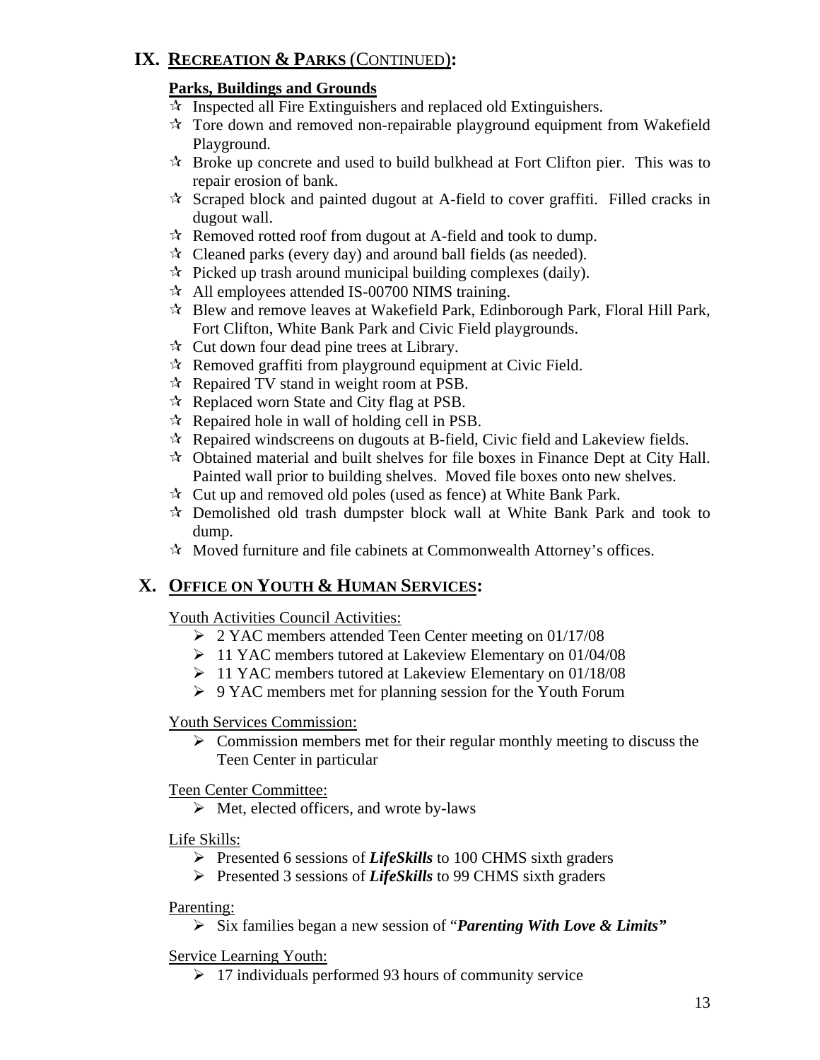## IX. RECREATION & PARKS (CONTINUED):

### Parks, Buildings and Grounds

- Inspected all Fire Extinguishers and replaced old Extinguishers.
- Tore down and removed non-repairable playground equipment from Wakefield Playground.
- Broke up concrete and used to build bulkhead at Fort Clifton pier. This was to repair erosion of bank.
- Scraped block and painted dugout at A-field to cover graffiti. Filled cracks in dugout wall.
- Removed rotted roof from dugout at A-field and took to dump.
- Cleaned parks (every day) and around ball fields (as needed).
- Picked up trash around municipal building complexes (daily).
- All employees attended IS-00700 NIMS training.
- Blew and remove leaves at Wakefield Park, Edinborough Park, Floral Hill Park, Fort Clifton, White Bank Park and Civic Field playgrounds.
- Cut down four dead pine trees at Library.
- Removed graffiti from playground equipment at Civic Field.
- Repaired TV stand in weight room at PSB.
- Replaced worn State and City flag at PSB.
- Repaired hole in wall of holding cell in PSB.
- Repaired windscreens on dugouts at B-field, Civic field and Lakeview fields.
- Obtained material and built shelves for file boxes in Finance Dept at City Hall. Painted wall prior to building shelves. Moved file boxes onto new shelves.
- Cut up and removed old poles (used as fence) at White Bank Park.
- Demolished old trash dumpster block wall at White Bank Park and took to dump.
- Moved furniture and file cabinets at Commonwealth Attorney's offices.

## X. OFFICE ON YOUTH & HUMAN SERVICES:

Youth Activities Council Activities:

- 2 YAC members attended Teen Center meeting on 01/17/08
- 11 YAC members tutored at Lakeview Elementary on 01/04/08
- 11 YAC members tutored at Lakeview Elementary on 01/18/08
- 9 YAC members met for planning session for the Youth Forum

Youth Services Commission:

- Commission members met for their regular monthly meeting to discuss the Teen Center in particular

Teen Center Committee:

- Met, elected officers, and wrote by-laws

Life Skills:

- Presented 6 sessions of ***LifeSkills*** to 100 CHMS sixth graders
- Presented 3 sessions of ***LifeSkills*** to 99 CHMS sixth graders

Parenting:

- Six families began a new session of "***Parenting With Love & Limits"***

Service Learning Youth:

- 17 individuals performed 93 hours of community service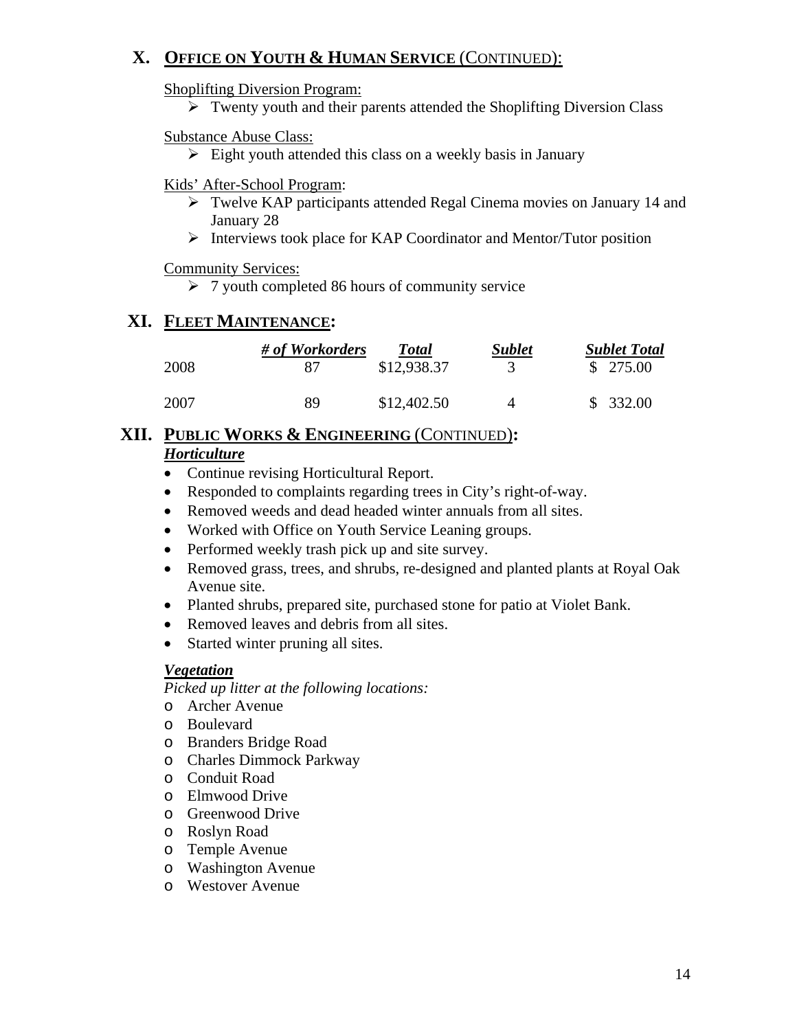## X. OFFICE ON YOUTH & HUMAN SERVICE (CONTINUED):

Shoplifting Diversion Program:

- Twenty youth and their parents attended the Shoplifting Diversion Class

Substance Abuse Class:

- Eight youth attended this class on a weekly basis in January

Kids' After-School Program:

- Twelve KAP participants attended Regal Cinema movies on January 14 and January 28
- Interviews took place for KAP Coordinator and Mentor/Tutor position

Community Services:

- 7 youth completed 86 hours of community service

## XI. FLEET MAINTENANCE:

| | *# of Workorders* | *Total* | *Sublet* | *Sublet Total* |
|---|---|---|---|---|
| 2008 | 87 | \$12,938.37 | 3 | \$ 275.00 |
| 2007 | 89 | \$12,402.50 | 4 | \$ 332.00 |

## XII. PUBLIC WORKS & ENGINEERING (CONTINUED):

***Horticulture***

- Continue revising Horticultural Report.
- Responded to complaints regarding trees in City's right-of-way.
- Removed weeds and dead headed winter annuals from all sites.
- Worked with Office on Youth Service Leaning groups.
- Performed weekly trash pick up and site survey.
- Removed grass, trees, and shrubs, re-designed and planted plants at Royal Oak Avenue site.
- Planted shrubs, prepared site, purchased stone for patio at Violet Bank.
- Removed leaves and debris from all sites.
- Started winter pruning all sites.

***Vegetation***

*Picked up litter at the following locations:*

- Archer Avenue
- Boulevard
- Branders Bridge Road
- Charles Dimmock Parkway
- Conduit Road
- Elmwood Drive
- Greenwood Drive
- Roslyn Road
- Temple Avenue
- Washington Avenue
- Westover Avenue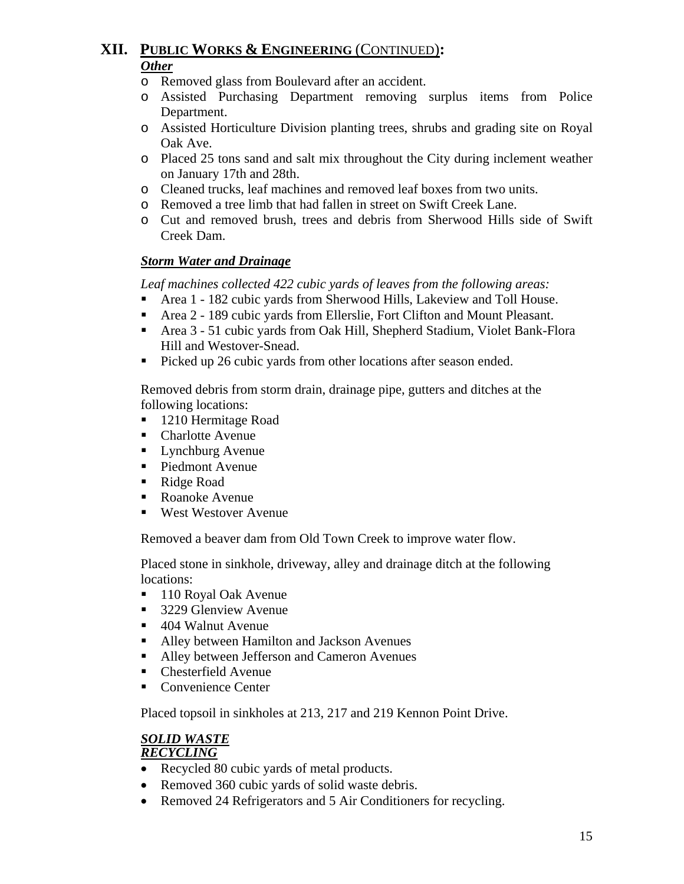## XII. PUBLIC WORKS & ENGINEERING (CONTINUED):

***Other***

- Removed glass from Boulevard after an accident.
- Assisted Purchasing Department removing surplus items from Police Department.
- Assisted Horticulture Division planting trees, shrubs and grading site on Royal Oak Ave.
- Placed 25 tons sand and salt mix throughout the City during inclement weather on January 17th and 28th.
- Cleaned trucks, leaf machines and removed leaf boxes from two units.
- Removed a tree limb that had fallen in street on Swift Creek Lane.
- Cut and removed brush, trees and debris from Sherwood Hills side of Swift Creek Dam.

***Storm Water and Drainage***

*Leaf machines collected 422 cubic yards of leaves from the following areas:*

- Area 1 - 182 cubic yards from Sherwood Hills, Lakeview and Toll House.
- Area 2 - 189 cubic yards from Ellerslie, Fort Clifton and Mount Pleasant.
- Area 3 - 51 cubic yards from Oak Hill, Shepherd Stadium, Violet Bank-Flora Hill and Westover-Snead.
- Picked up 26 cubic yards from other locations after season ended.

Removed debris from storm drain, drainage pipe, gutters and ditches at the following locations:

- 1210 Hermitage Road
- Charlotte Avenue
- Lynchburg Avenue
- Piedmont Avenue
- Ridge Road
- Roanoke Avenue
- West Westover Avenue

Removed a beaver dam from Old Town Creek to improve water flow.

Placed stone in sinkhole, driveway, alley and drainage ditch at the following locations:

- 110 Royal Oak Avenue
- 3229 Glenview Avenue
- 404 Walnut Avenue
- Alley between Hamilton and Jackson Avenues
- Alley between Jefferson and Cameron Avenues
- Chesterfield Avenue
- Convenience Center

Placed topsoil in sinkholes at 213, 217 and 219 Kennon Point Drive.

***SOLID WASTE***
***RECYCLING***

- Recycled 80 cubic yards of metal products.
- Removed 360 cubic yards of solid waste debris.
- Removed 24 Refrigerators and 5 Air Conditioners for recycling.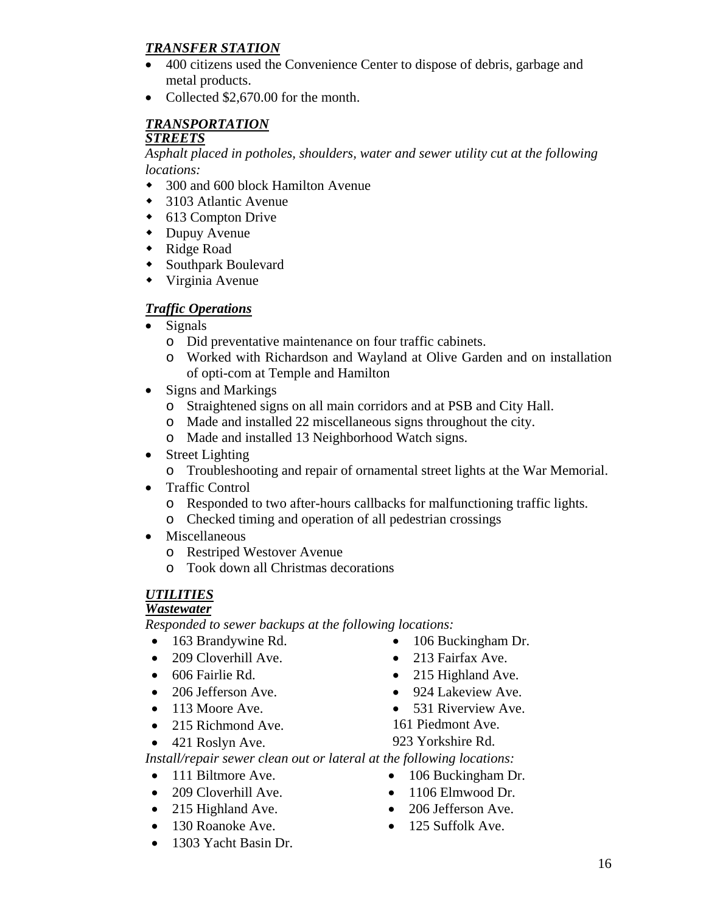### ***TRANSFER STATION***

- 400 citizens used the Convenience Center to dispose of debris, garbage and metal products.
- Collected $2,670.00 for the month.

### ***TRANSPORTATION***
### ***STREETS***

*Asphalt placed in potholes, shoulders, water and sewer utility cut at the following locations:*

- 300 and 600 block Hamilton Avenue
- 3103 Atlantic Avenue
- 613 Compton Drive
- Dupuy Avenue
- Ridge Road
- Southpark Boulevard
- Virginia Avenue

### ***Traffic Operations***

- Signals
  - Did preventative maintenance on four traffic cabinets.
  - Worked with Richardson and Wayland at Olive Garden and on installation of opti-com at Temple and Hamilton
- Signs and Markings
  - Straightened signs on all main corridors and at PSB and City Hall.
  - Made and installed 22 miscellaneous signs throughout the city.
  - Made and installed 13 Neighborhood Watch signs.
- Street Lighting
  - Troubleshooting and repair of ornamental street lights at the War Memorial.
- Traffic Control
  - Responded to two after-hours callbacks for malfunctioning traffic lights.
  - Checked timing and operation of all pedestrian crossings
- Miscellaneous
  - Restriped Westover Avenue
  - Took down all Christmas decorations

### ***UTILITIES***
### ***Wastewater***

*Responded to sewer backups at the following locations:*

- 163 Brandywine Rd.
- 209 Cloverhill Ave.
- 606 Fairlie Rd.
- 206 Jefferson Ave.
- 113 Moore Ave.
- 215 Richmond Ave.
- 421 Roslyn Ave.
- 106 Buckingham Dr.
- 213 Fairfax Ave.
- 215 Highland Ave.
- 924 Lakeview Ave.
- 531 Riverview Ave.
- 161 Piedmont Ave.
- 923 Yorkshire Rd.

*Install/repair sewer clean out or lateral at the following locations:*

- 111 Biltmore Ave.
- 209 Cloverhill Ave.
- 215 Highland Ave.
- 130 Roanoke Ave.
- 1303 Yacht Basin Dr.
- 106 Buckingham Dr.
- 1106 Elmwood Dr.
- 206 Jefferson Ave.
- 125 Suffolk Ave.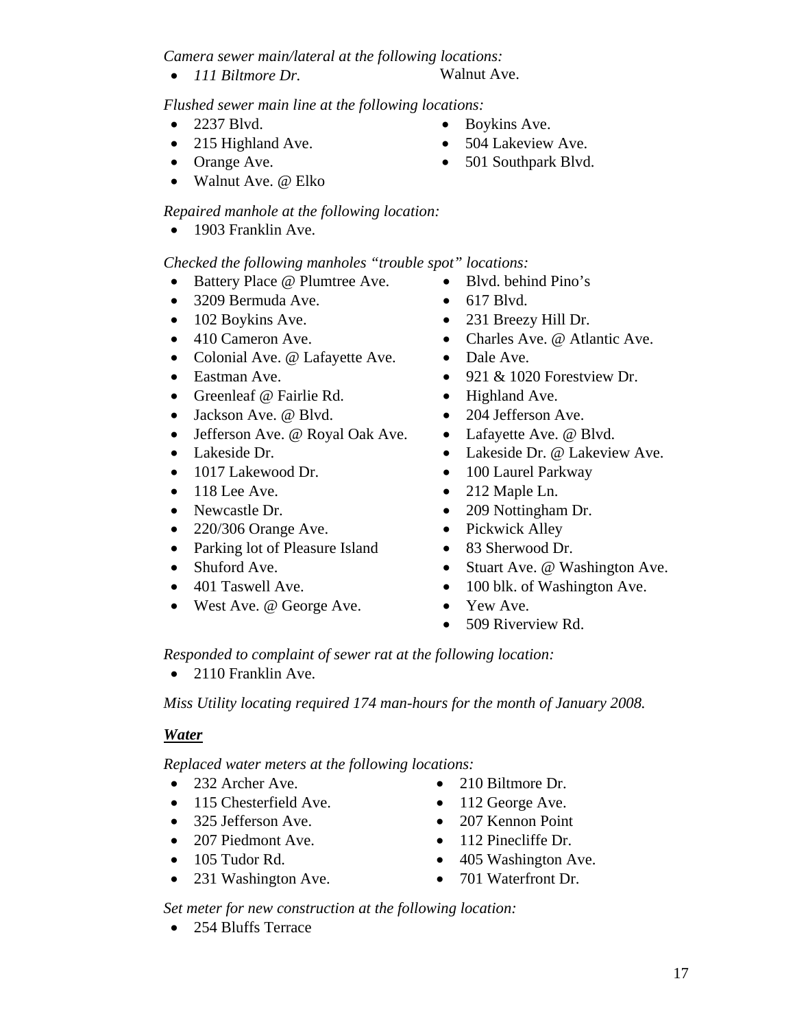*Camera sewer main/lateral at the following locations:*

- *111 Biltmore Dr.*
- Walnut Ave.

*Flushed sewer main line at the following locations:*

- 2237 Blvd.
- 215 Highland Ave.
- Orange Ave.
- Walnut Ave. @ Elko
- Boykins Ave.
- 504 Lakeview Ave.
- 501 Southpark Blvd.

*Repaired manhole at the following location:*

- 1903 Franklin Ave.

*Checked the following manholes "trouble spot" locations:*

- Battery Place @ Plumtree Ave.
- 3209 Bermuda Ave.
- 102 Boykins Ave.
- 410 Cameron Ave.
- Colonial Ave. @ Lafayette Ave.
- Eastman Ave.
- Greenleaf @ Fairlie Rd.
- Jackson Ave. @ Blvd.
- Jefferson Ave. @ Royal Oak Ave.
- Lakeside Dr.
- 1017 Lakewood Dr.
- 118 Lee Ave.
- Newcastle Dr.
- 220/306 Orange Ave.
- Parking lot of Pleasure Island
- Shuford Ave.
- 401 Taswell Ave.
- West Ave. @ George Ave.
- Blvd. behind Pino's
- 617 Blvd.
- 231 Breezy Hill Dr.
- Charles Ave. @ Atlantic Ave.
- Dale Ave.
- 921 & 1020 Forestview Dr.
- Highland Ave.
- 204 Jefferson Ave.
- Lafayette Ave. @ Blvd.
- Lakeside Dr. @ Lakeview Ave.
- 100 Laurel Parkway
- 212 Maple Ln.
- 209 Nottingham Dr.
- Pickwick Alley
- 83 Sherwood Dr.
- Stuart Ave. @ Washington Ave.
- 100 blk. of Washington Ave.
- Yew Ave.
- 509 Riverview Rd.

*Responded to complaint of sewer rat at the following location:*

- 2110 Franklin Ave.

*Miss Utility locating required 174 man-hours for the month of January 2008.*

## ***Water***

*Replaced water meters at the following locations:*

- 232 Archer Ave.
- 115 Chesterfield Ave.
- 325 Jefferson Ave.
- 207 Piedmont Ave.
- 105 Tudor Rd.
- 231 Washington Ave.
- 210 Biltmore Dr.
- 112 George Ave.
- 207 Kennon Point
- 112 Pinecliffe Dr.
- 405 Washington Ave.
- 701 Waterfront Dr.

*Set meter for new construction at the following location:*

- 254 Bluffs Terrace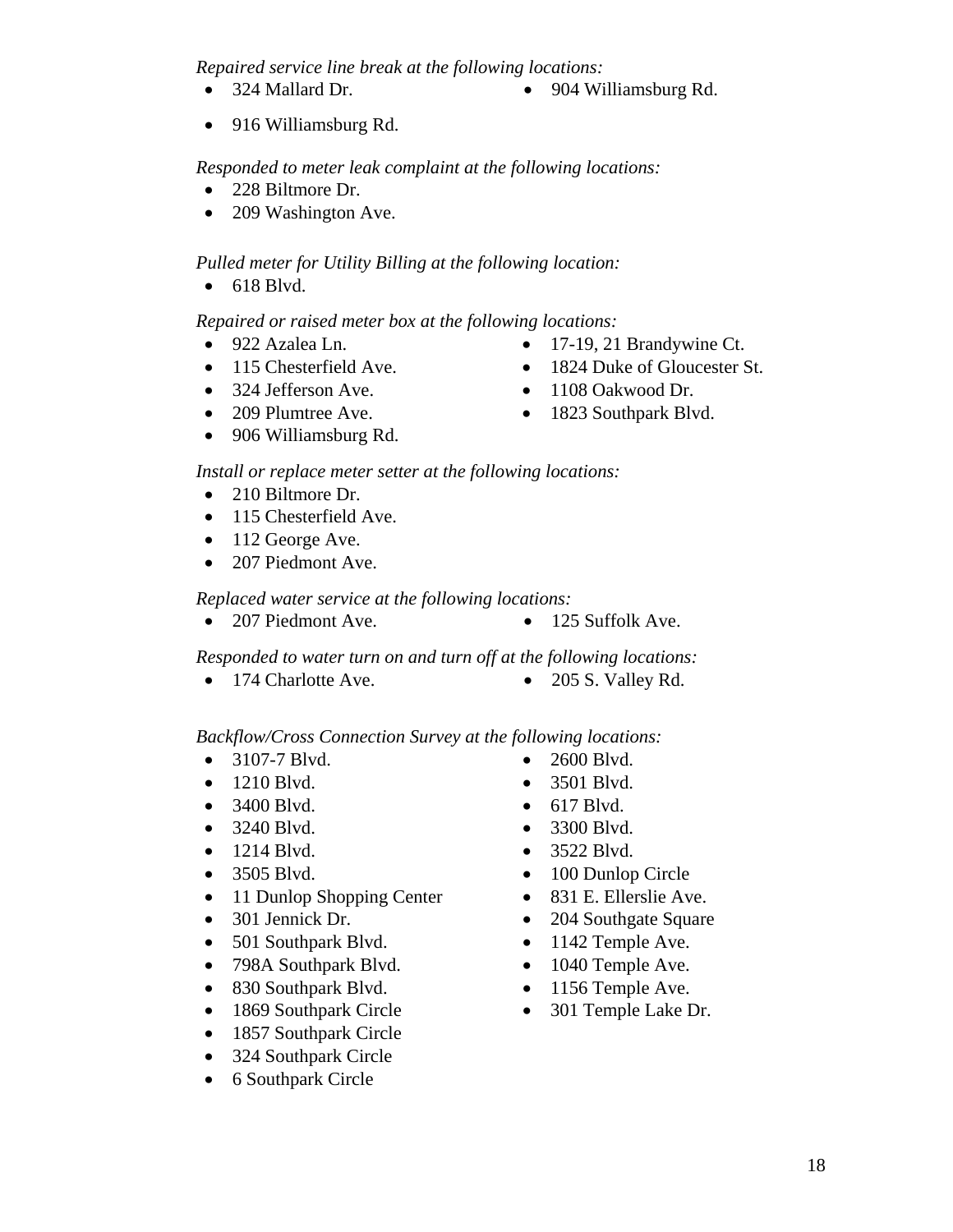*Repaired service line break at the following locations:*

- 324 Mallard Dr.
- 904 Williamsburg Rd.
- 916 Williamsburg Rd.

*Responded to meter leak complaint at the following locations:*

- 228 Biltmore Dr.
- 209 Washington Ave.

*Pulled meter for Utility Billing at the following location:*

- 618 Blvd.

*Repaired or raised meter box at the following locations:*

- 922 Azalea Ln.
- 115 Chesterfield Ave.
- 324 Jefferson Ave.
- 209 Plumtree Ave.
- 906 Williamsburg Rd.
- 17-19, 21 Brandywine Ct.
- 1824 Duke of Gloucester St.
- 1108 Oakwood Dr.
- 1823 Southpark Blvd.

*Install or replace meter setter at the following locations:*

- 210 Biltmore Dr.
- 115 Chesterfield Ave.
- 112 George Ave.
- 207 Piedmont Ave.

*Replaced water service at the following locations:*

- 207 Piedmont Ave.
- 125 Suffolk Ave.

*Responded to water turn on and turn off at the following locations:*

- 174 Charlotte Ave.
- 205 S. Valley Rd.

*Backflow/Cross Connection Survey at the following locations:*

- 3107-7 Blvd.
- 1210 Blvd.
- 3400 Blvd.
- 3240 Blvd.
- 1214 Blvd.
- 3505 Blvd.
- 11 Dunlop Shopping Center
- 301 Jennick Dr.
- 501 Southpark Blvd.
- 798A Southpark Blvd.
- 830 Southpark Blvd.
- 1869 Southpark Circle
- 1857 Southpark Circle
- 324 Southpark Circle
- 6 Southpark Circle
- 2600 Blvd.
- 3501 Blvd.
- 617 Blvd.
- 3300 Blvd.
- 3522 Blvd.
- 100 Dunlop Circle
- 831 E. Ellerslie Ave.
- 204 Southgate Square
- 1142 Temple Ave.
- 1040 Temple Ave.
- 1156 Temple Ave.
- 301 Temple Lake Dr.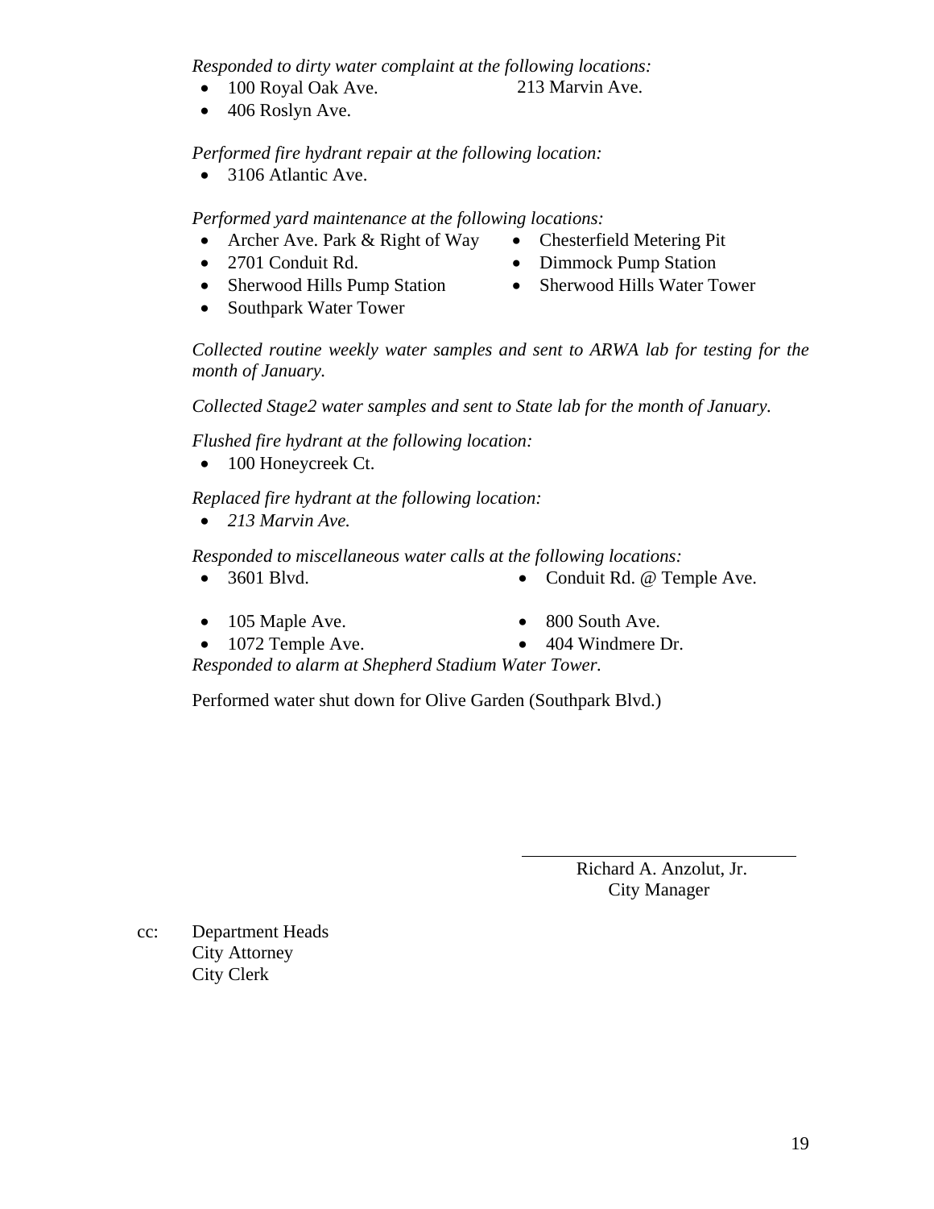*Responded to dirty water complaint at the following locations:*

- 100 Royal Oak Ave.
- 213 Marvin Ave.
- 406 Roslyn Ave.

*Performed fire hydrant repair at the following location:*

- 3106 Atlantic Ave.

*Performed yard maintenance at the following locations:*

- Archer Ave. Park & Right of Way
- Chesterfield Metering Pit
- 2701 Conduit Rd.
- Dimmock Pump Station
- Sherwood Hills Pump Station
- Sherwood Hills Water Tower
- Southpark Water Tower

*Collected routine weekly water samples and sent to ARWA lab for testing for the month of January.*

*Collected Stage2 water samples and sent to State lab for the month of January.*

*Flushed fire hydrant at the following location:*

- 100 Honeycreek Ct.

*Replaced fire hydrant at the following location:*

- *213 Marvin Ave.*

*Responded to miscellaneous water calls at the following locations:*

- 3601 Blvd.
- Conduit Rd. @ Temple Ave.
- 105 Maple Ave.
- 800 South Ave.
- 1072 Temple Ave.
- 404 Windmere Dr.

*Responded to alarm at Shepherd Stadium Water Tower.*

Performed water shut down for Olive Garden (Southpark Blvd.)

Richard A. Anzolut, Jr.
City Manager

cc: Department Heads
City Attorney
City Clerk